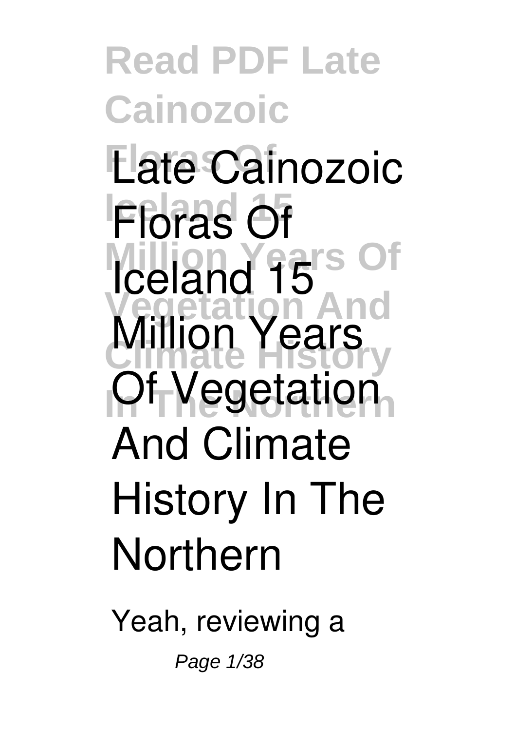# Late Cainozoic Floras Of Iceland 15 Million Years Of Vegetation And Climate History In The Northern

Yeah, reviewing a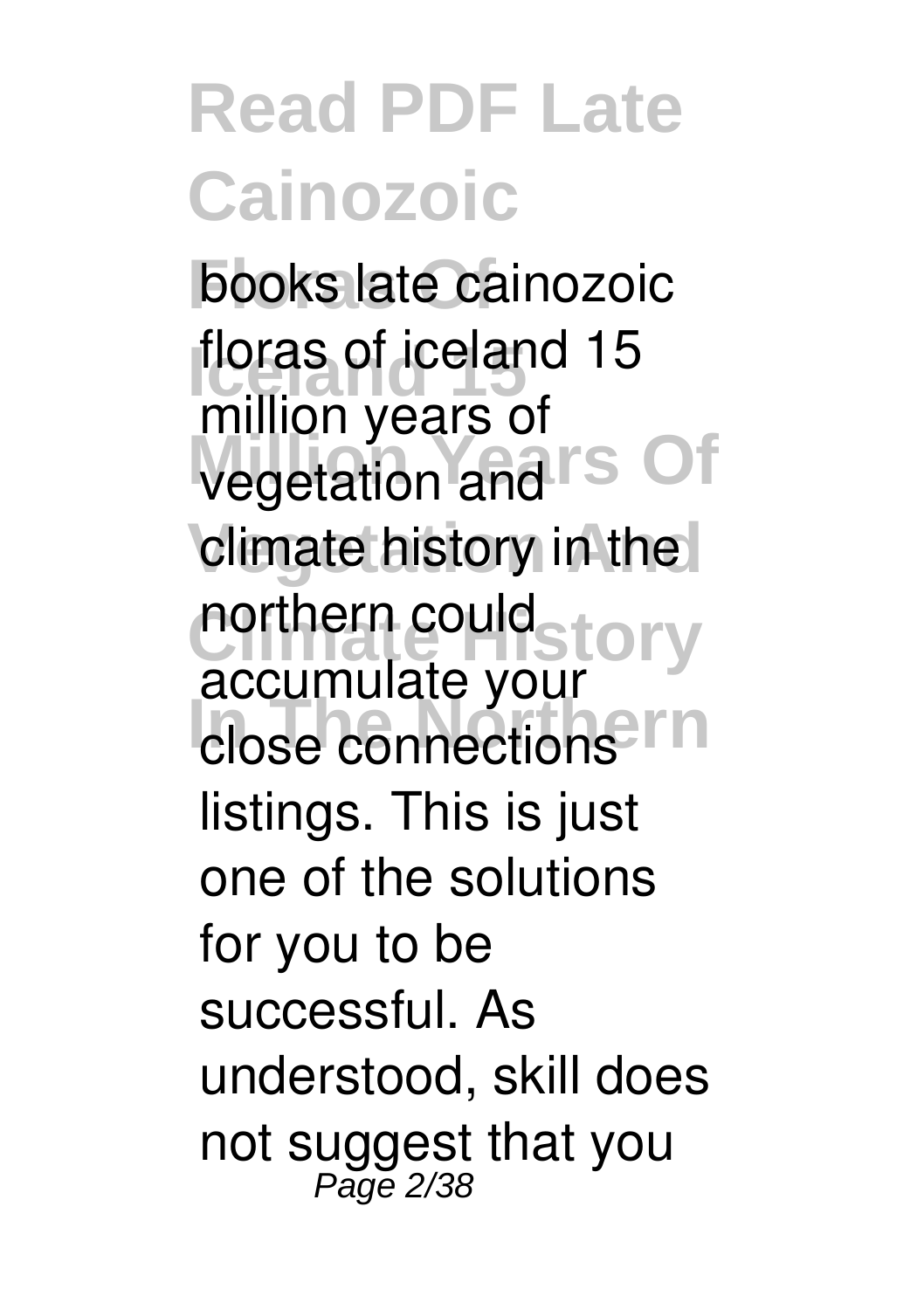# Read PDF Late Cainozoic

books late cainozoic floras of iceland 15 million years of vegetation and climate history in the northern could accumulate your close connections listings. This is just one of the solutions for you to be successful. As understood, skill does not suggest that you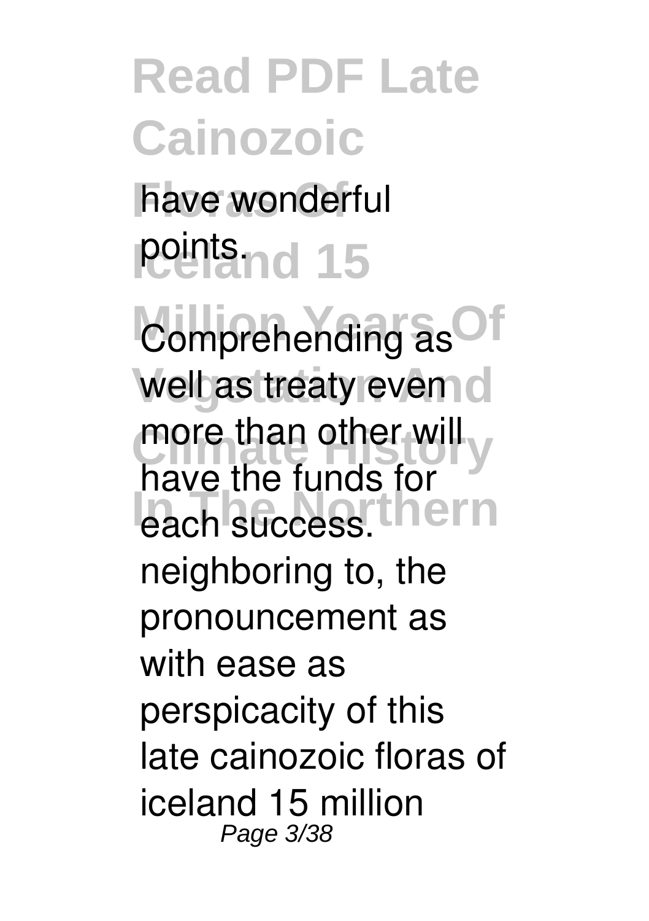have wonderful points.

Comprehending as well as treaty even more than other will have the funds for each success. neighboring to, the pronouncement as with ease as perspicacity of this late cainozoic floras of iceland 15 million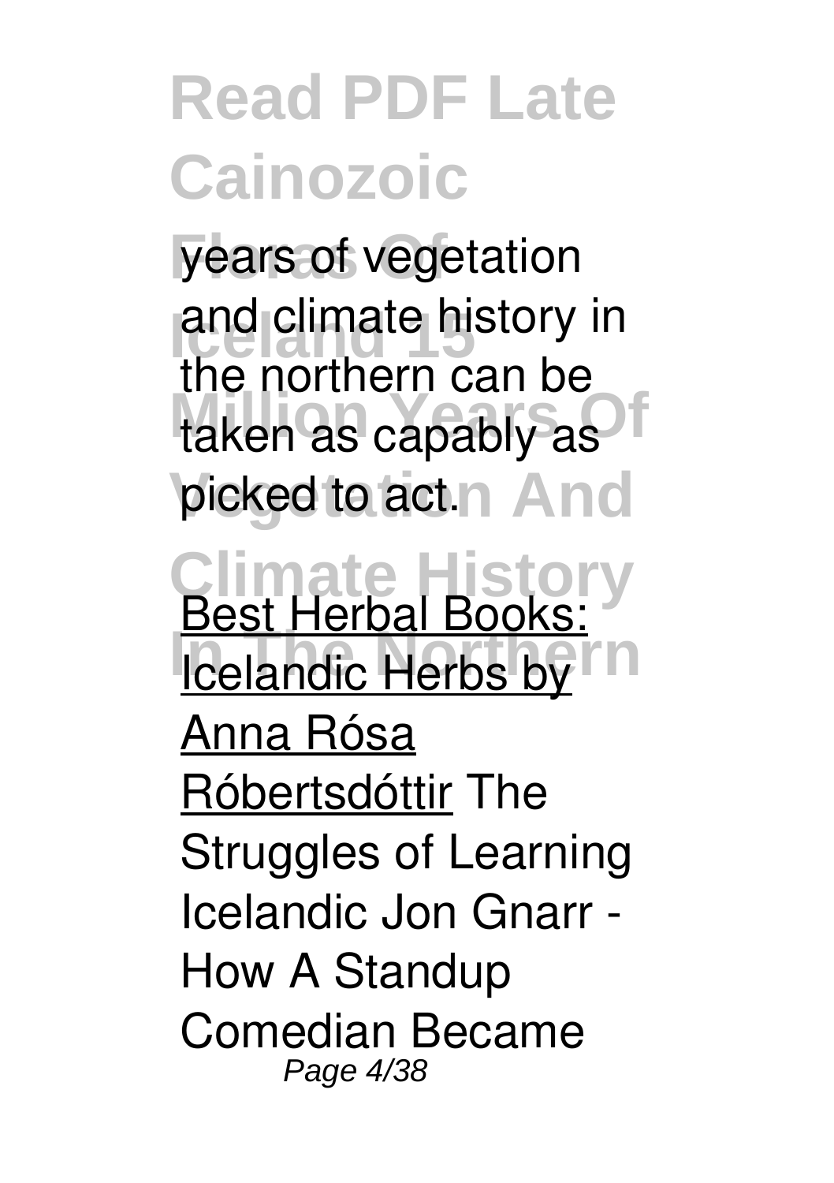years of vegetation and climate history in the northern can be taken as capably as picked to act.

Best Herbal Books: Icelandic Herbs by Anna Rósa Róbertsdóttir The Struggles of Learning Icelandic Jon Gnarr - How A Standup Comedian Became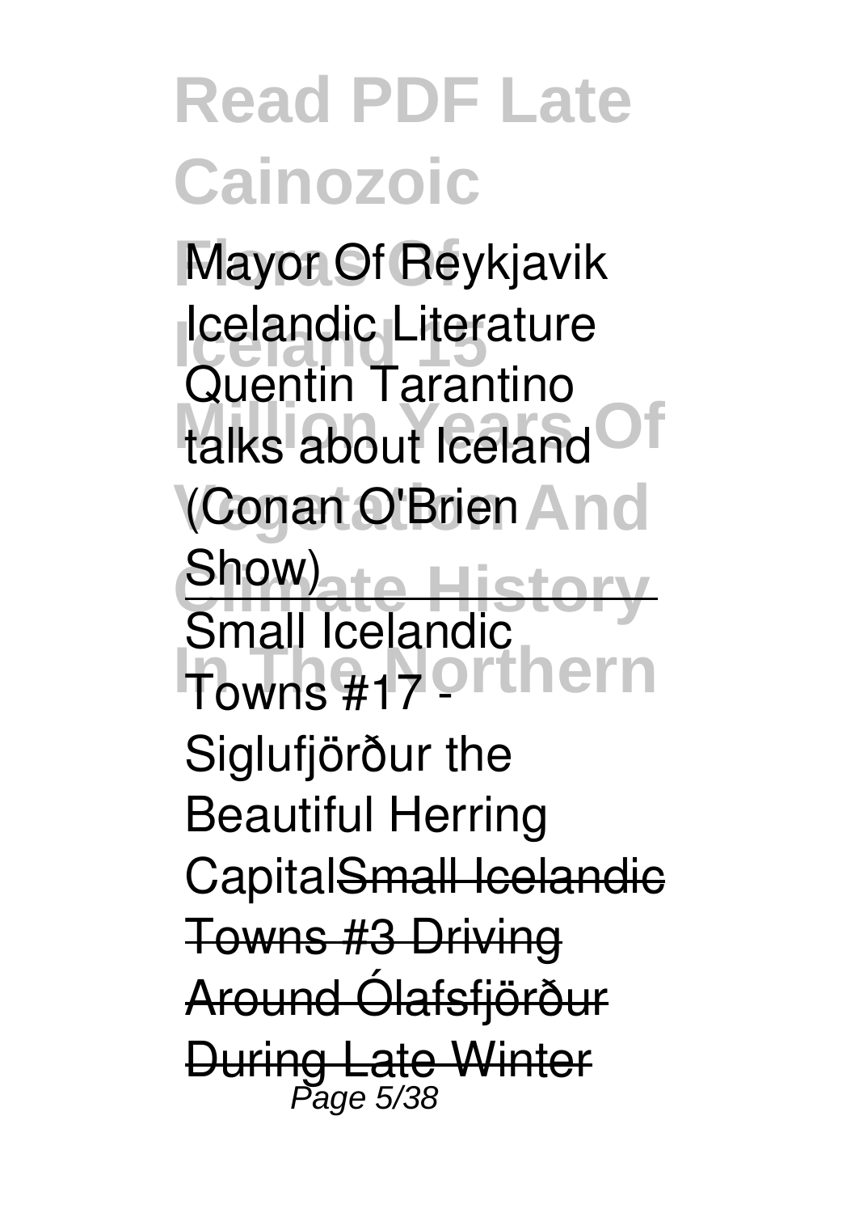Mayor Of Reykjavik Icelandic Literature Quentin Tarantino talks about Iceland (Conan O'Brien Show)

Small Icelandic Towns #17 - Siglufjörður the Beautiful Herring Capital~~Small Icelandic Towns #3 Driving Around Ólafsfjörður During Late Winter~~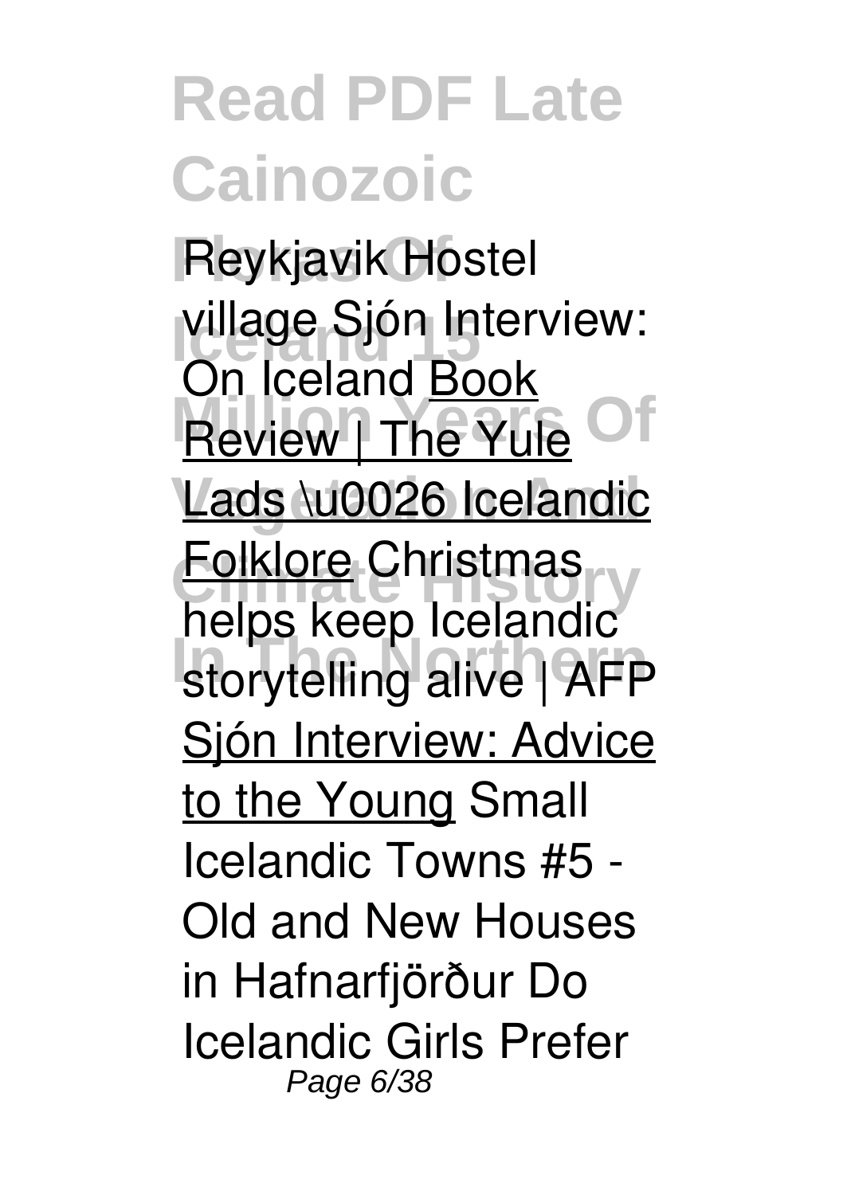# Read PDF Late Cainozoic

Reykjavik Hostel village Sjón Interview: On Iceland Book Review | The Yule Lads \u0026 Icelandic Folklore Christmas helps keep Icelandic storytelling alive | AFP Sjón Interview: Advice to the Young Small Icelandic Towns #5 - Old and New Houses in Hafnarfjörður Do Icelandic Girls Prefer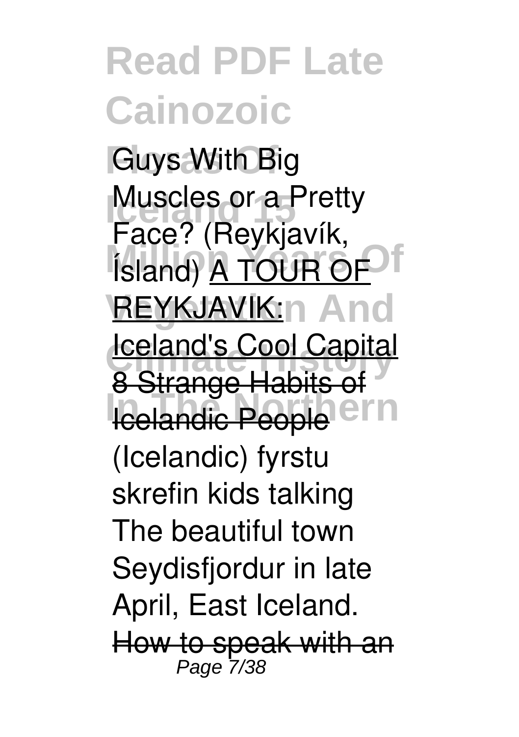**Guys With Big Muscles or a Pretty Face? (Reykjavík, Ísland)** A TOUR OF REYKJAVIK: Iceland's Cool Capital 8 Strange Habits of Icelandic People **(Icelandic) fyrstu skrefin kids talking** **The beautiful town Seydisfjordur in late April, East Iceland.** How to speak with an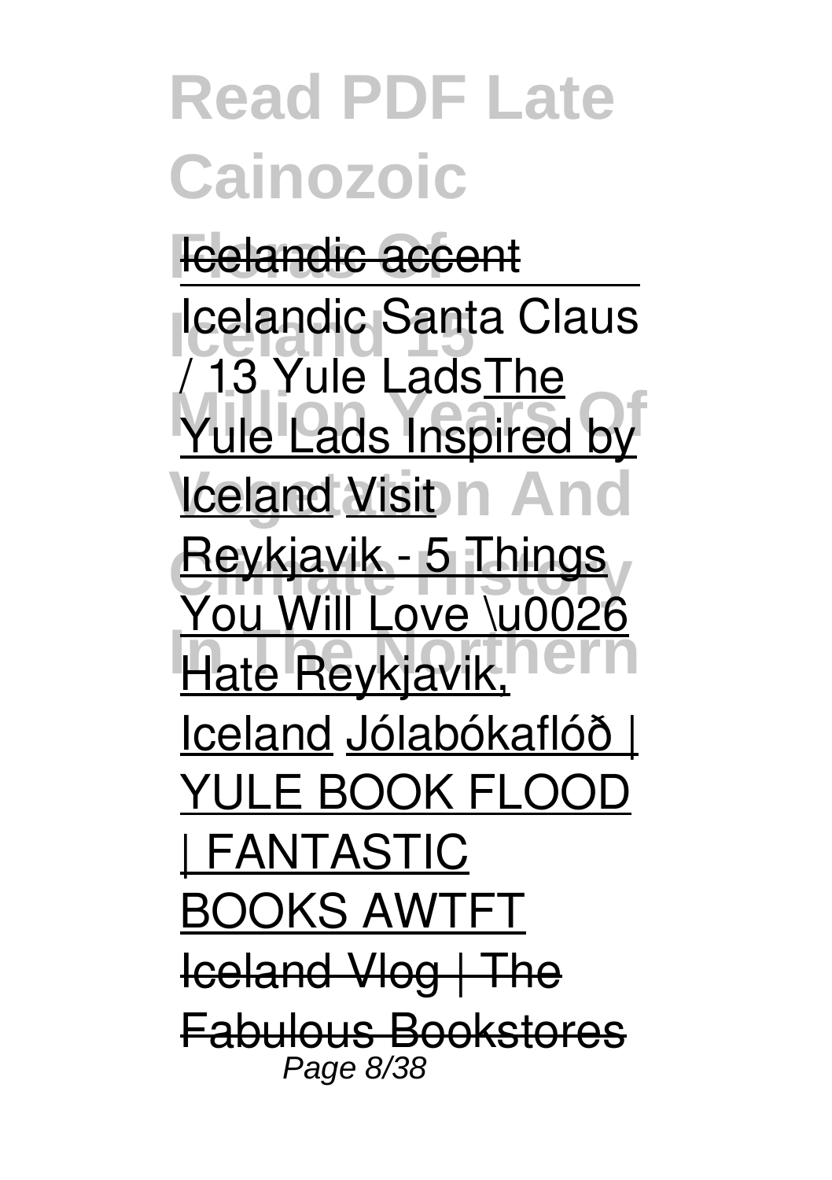Icelandic accent

Icelandic Santa Claus / 13 Yule Lads The Yule Lads Inspired by Iceland Visit Reykjavik - 5 Things You Will Love \u0026 Hate Reykjavik, Iceland Jólabókaflóð | YULE BOOK FLOOD | FANTASTIC BOOKS AWTFT Iceland Vlog | The Fabulous Bookstores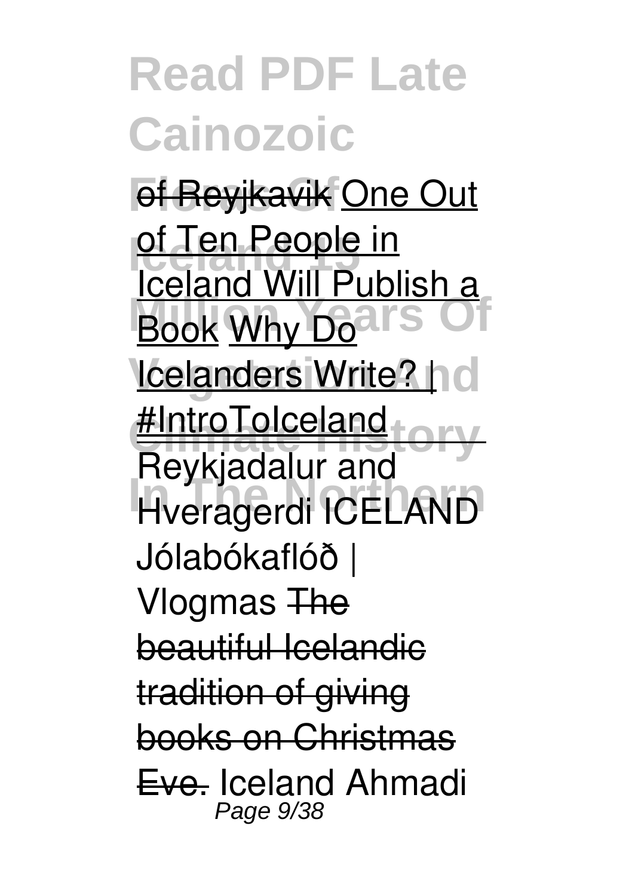of Reyjkavik One Out of Ten People in Iceland Will Publish a Book Why Do Icelanders Write? | #IntroToIceland Reykjadalur and Hveragerdi ICELAND Jólabókaflóð | Vlogmas ~~The beautiful Icelandic tradition of giving books on Christmas Eve.~~ Iceland Ahmadi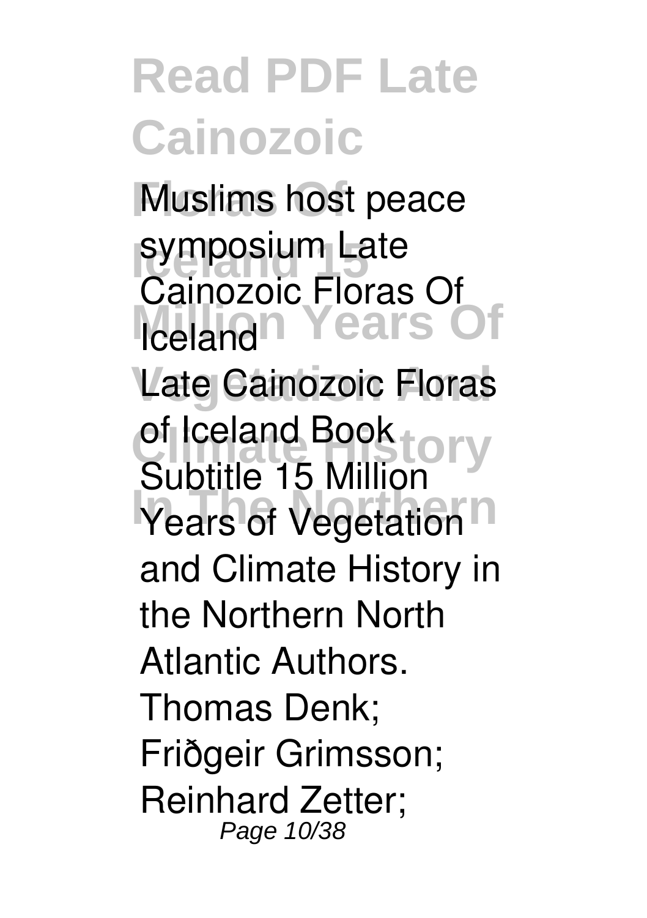**Muslims host peace symposium Late Cainozoic Floras Of Iceland**

Late Cainozoic Floras of Iceland Book Subtitle 15 Million Years of Vegetation and Climate History in the Northern North Atlantic Authors. Thomas Denk; Friðgeir Grimsson; Reinhard Zetter;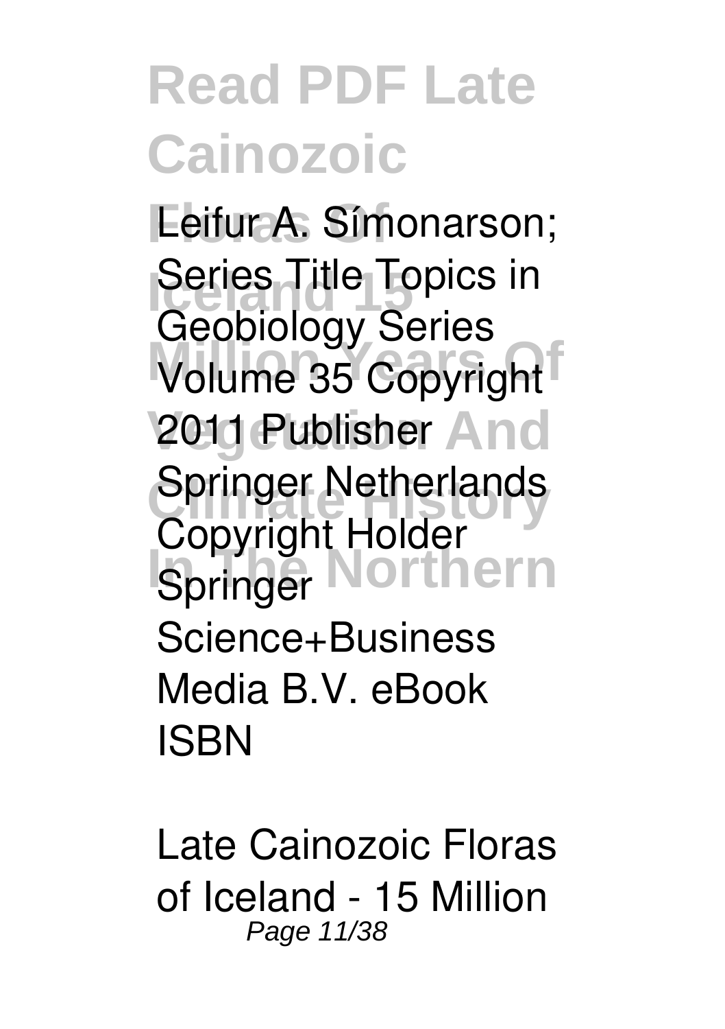Leifur A. Símonarson; Series Title Topics in Geobiology Series Volume 35 Copyright 2011 Publisher Springer Netherlands Copyright Holder Springer Science+Business Media B.V. eBook ISBN

Late Cainozoic Floras of Iceland - 15 Million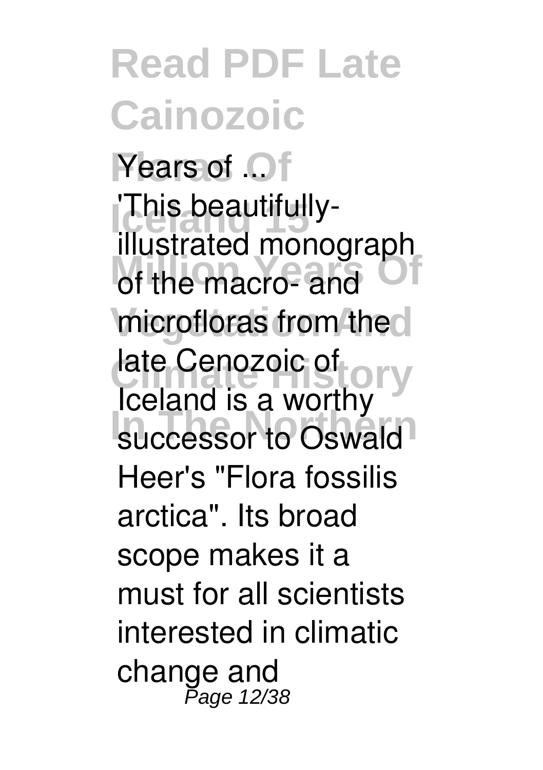## Read PDF Late Cainozoic Floras Of Iceland 15 Million Years Of Vegetation And Climate History In The Northern

Years of ...

'This beautifully-illustrated monograph of the macro- and microfloras from the late Cenozoic of Iceland is a worthy successor to Oswald Heer's "Flora fossilis arctica". Its broad scope makes it a must for all scientists interested in climatic change and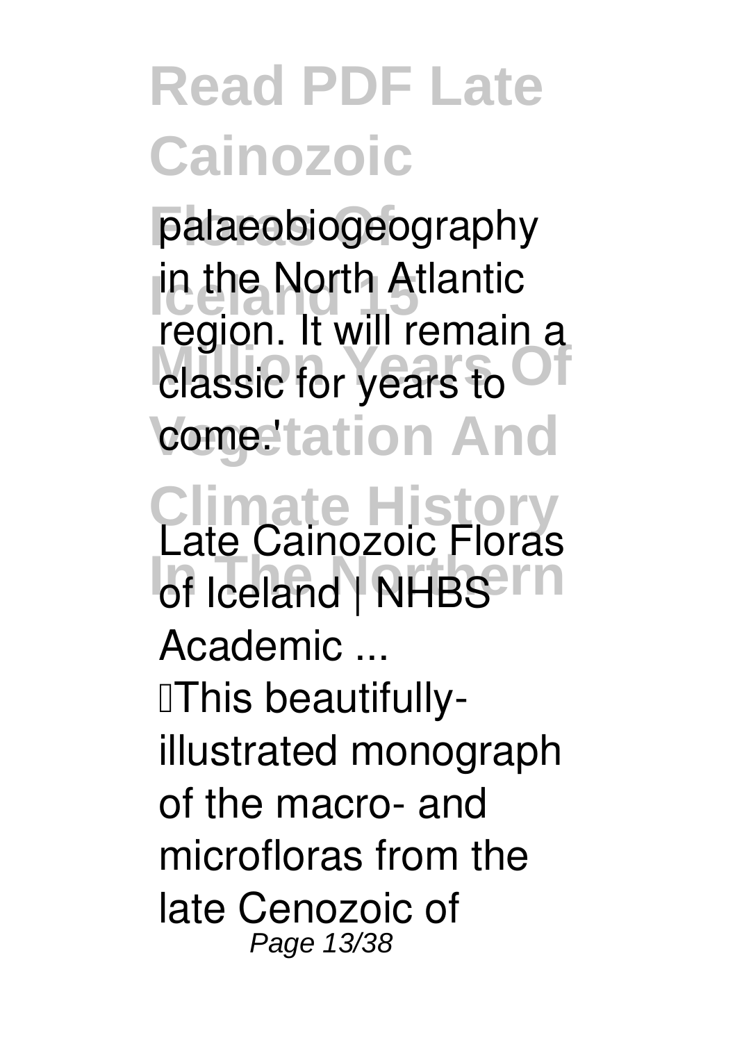palaeobiogeography in the North Atlantic region. It will remain a classic for years to come.'

**Late Cainozoic Floras of Iceland | NHBS Academic ...**

This beautifully-illustrated monograph of the macro- and microfloras from the late Cenozoic of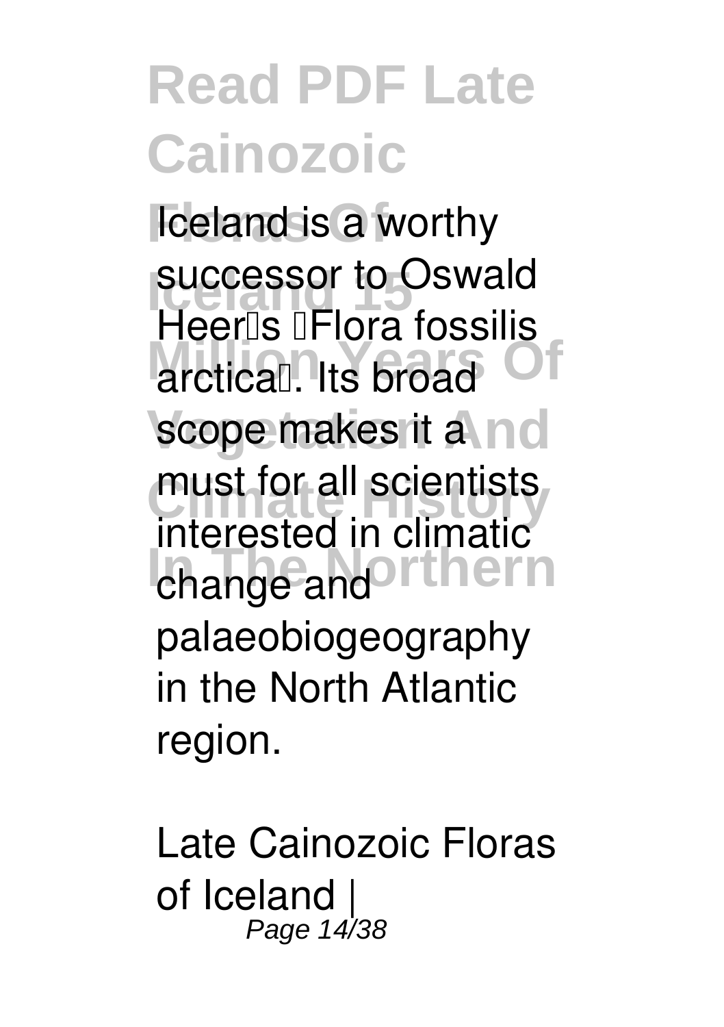Iceland is a worthy successor to Oswald Heer's "Flora fossilis arctica". Its broad scope makes it a must for all scientists interested in climatic change and palaeobiogeography in the North Atlantic region.

Late Cainozoic Floras of Iceland |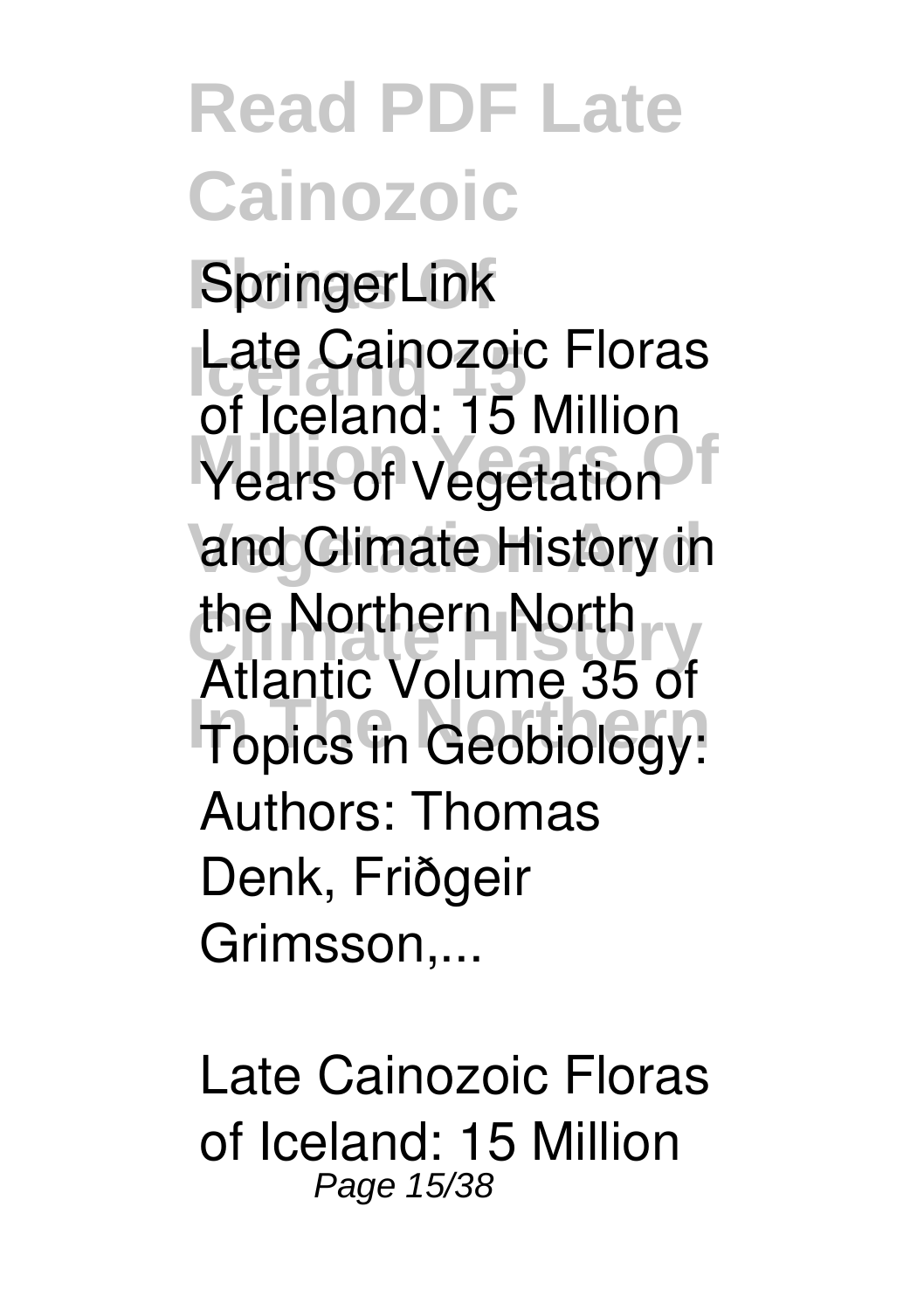SpringerLink

Late Cainozoic Floras of Iceland: 15 Million Years of Vegetation and Climate History in the Northern North Atlantic Volume 35 of Topics in Geobiology: Authors: Thomas Denk, Friðgeir Grimsson,...

Late Cainozoic Floras of Iceland: 15 Million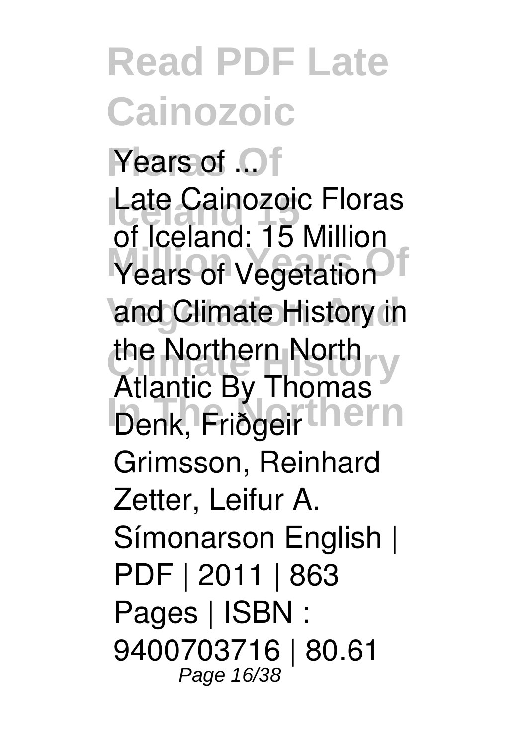Years of ...

Late Cainozoic Floras of Iceland: 15 Million Years of Vegetation and Climate History in the Northern North Atlantic By Thomas Denk, Friðgeir Grimsson, Reinhard Zetter, Leifur A. Símonarson English | PDF | 2011 | 863 Pages | ISBN : 9400703716 | 80.61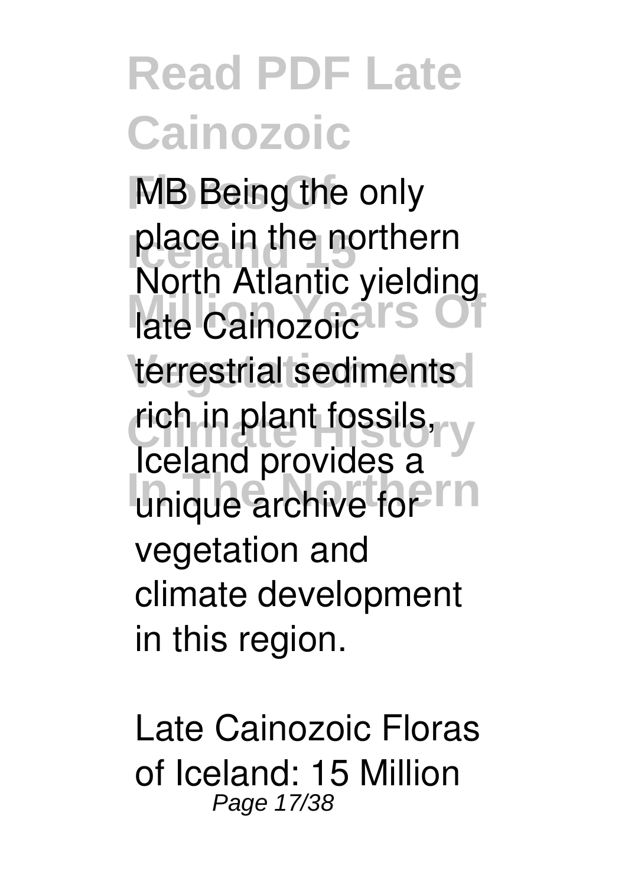MB Being the only place in the northern North Atlantic yielding late Cainozoic terrestrial sediments rich in plant fossils, Iceland provides a unique archive for vegetation and climate development in this region.

Late Cainozoic Floras of Iceland: 15 Million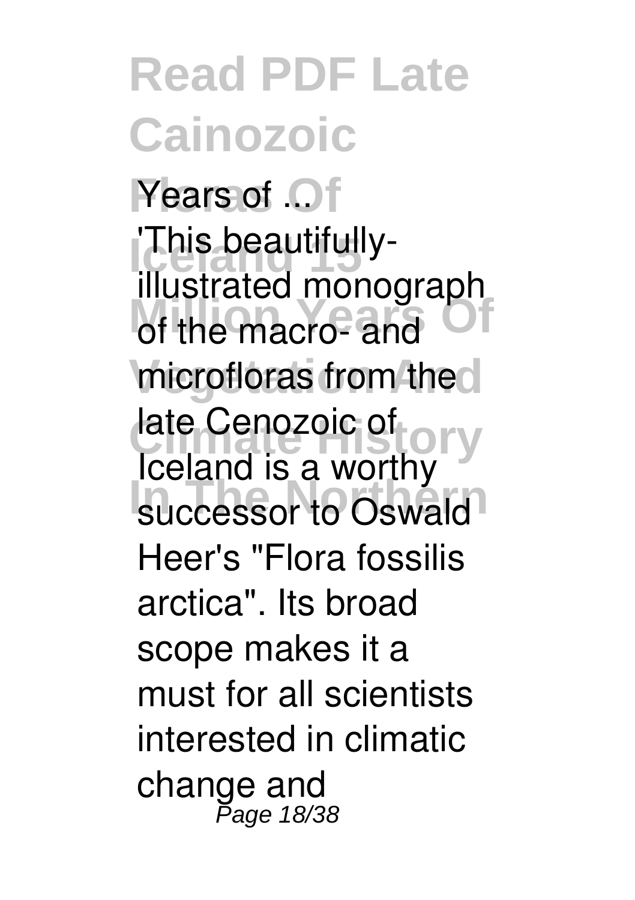Years of ...

'This beautifully-illustrated monograph of the macro- and microfloras from the late Cenozoic of Iceland is a worthy successor to Oswald Heer's "Flora fossilis arctica". Its broad scope makes it a must for all scientists interested in climatic change and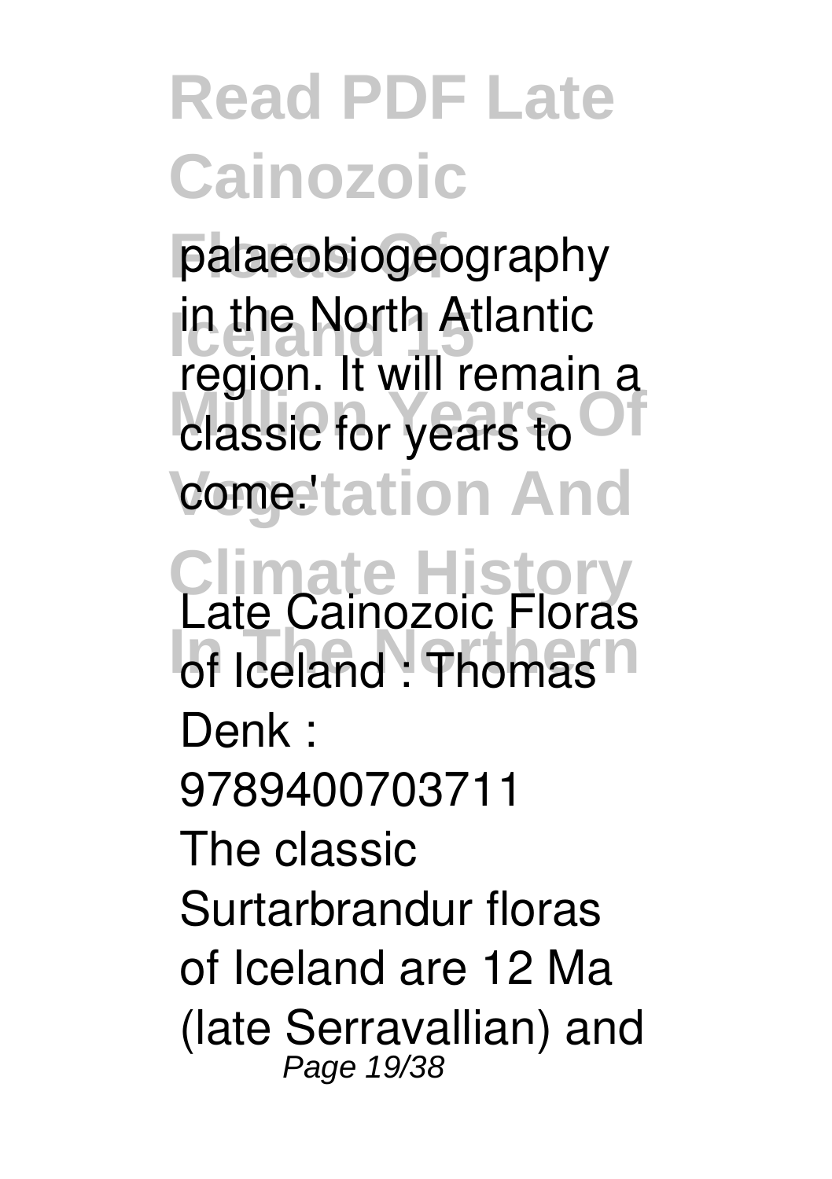palaeobiogeography in the North Atlantic region. It will remain a classic for years to come.'

**Late Cainozoic Floras of Iceland : Thomas Denk : 9789400703711**

The classic Surtarbrandur floras of Iceland are 12 Ma (late Serravallian) and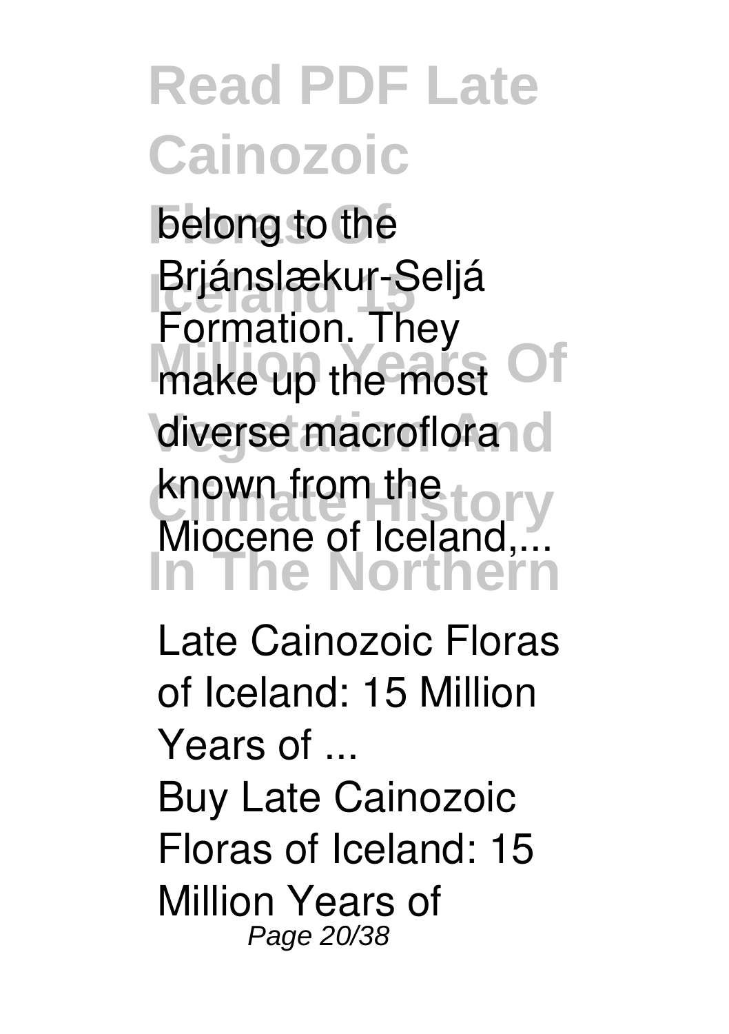belong to the Brjánslækur-Seljá Formation. They make up the most diverse macroflora known from the Miocene of Iceland,...

**Late Cainozoic Floras of Iceland: 15 Million Years of ...**

Buy Late Cainozoic Floras of Iceland: 15 Million Years of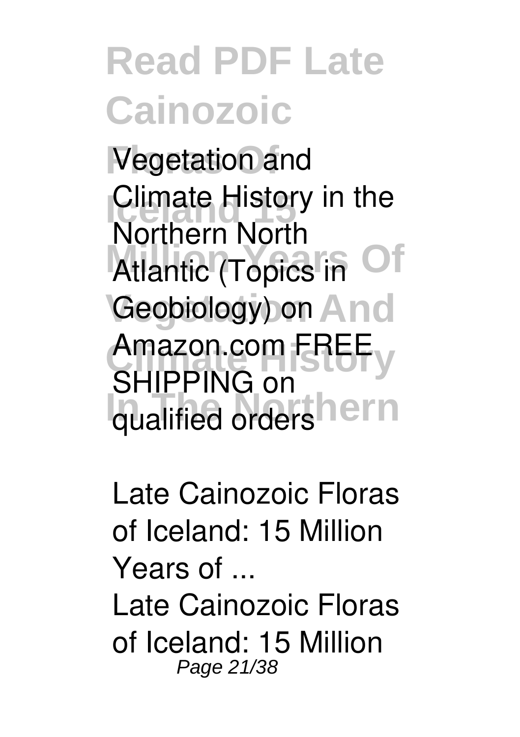Vegetation and Climate History in the Northern North Atlantic (Topics in Geobiology) on Amazon.com FREE SHIPPING on qualified orders

**Late Cainozoic Floras of Iceland: 15 Million Years of ...**

Late Cainozoic Floras of Iceland: 15 Million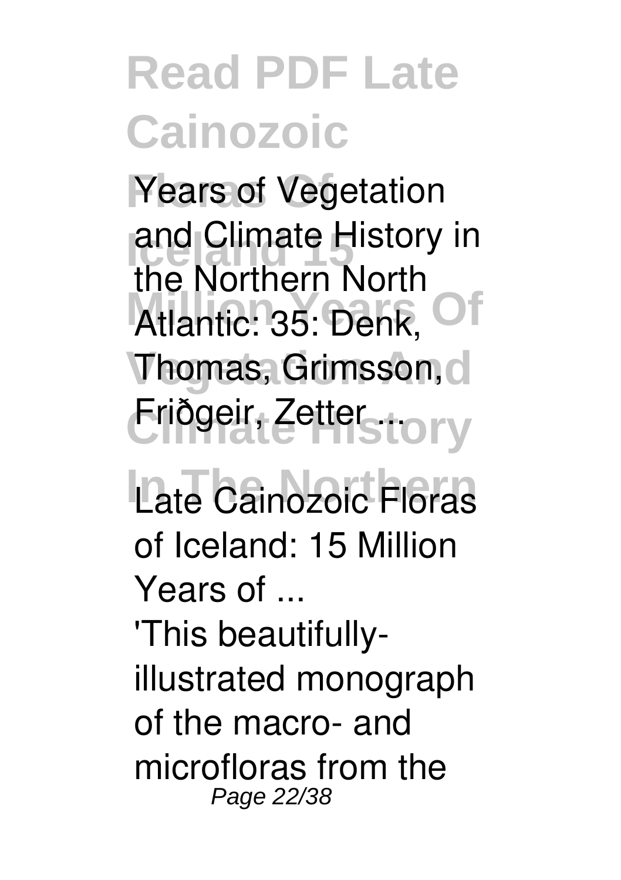Years of Vegetation and Climate History in the Northern North Atlantic: 35: Denk, Thomas, Grimsson, Friðgeir, Zetter ...

**Late Cainozoic Floras of Iceland: 15 Million Years of ...**

'This beautifully-illustrated monograph of the macro- and microfloras from the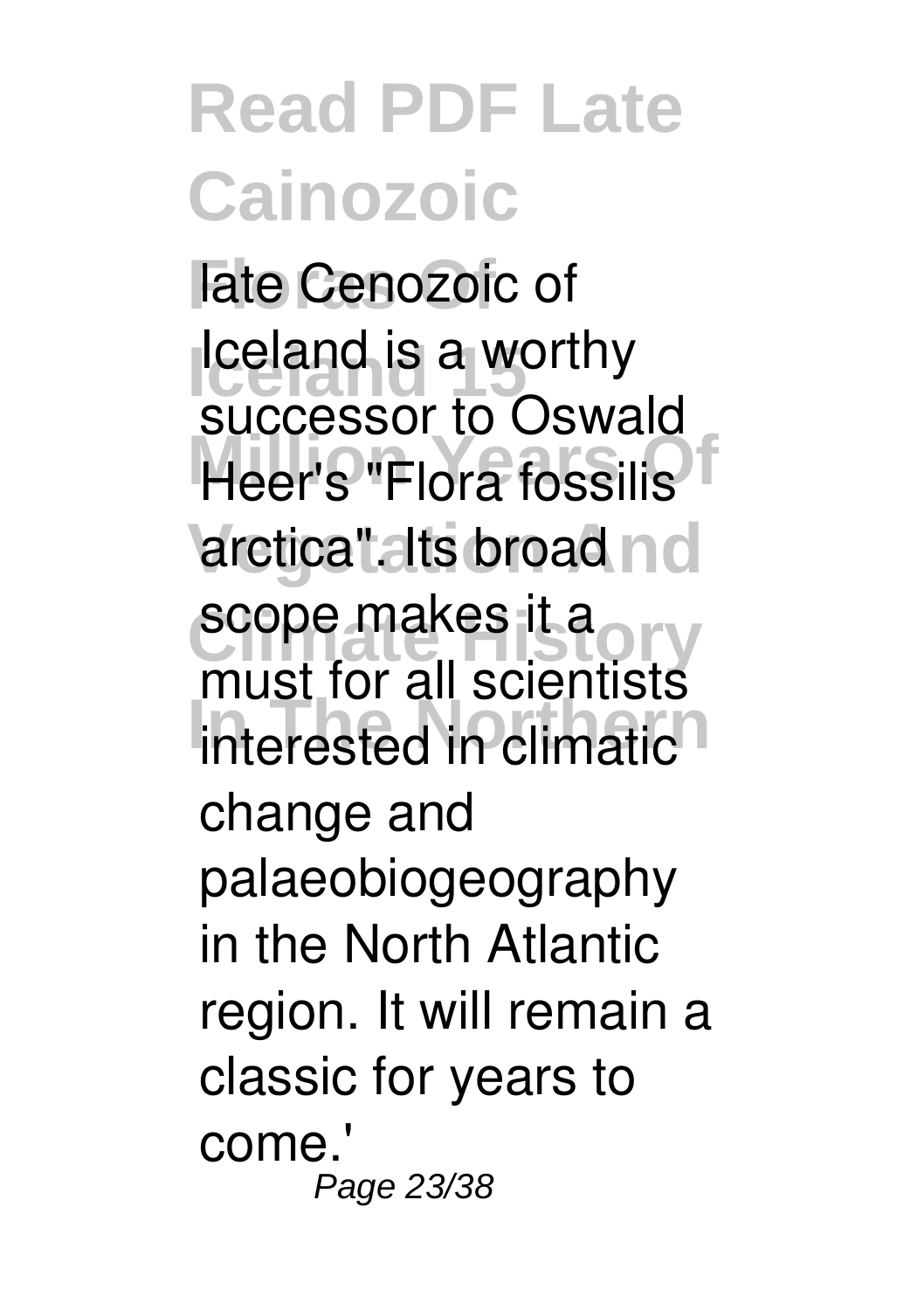late Cenozoic of Iceland is a worthy successor to Oswald Heer's "Flora fossilis arctica". Its broad scope makes it a must for all scientists interested in climatic change and palaeobiogeography in the North Atlantic region. It will remain a classic for years to come.'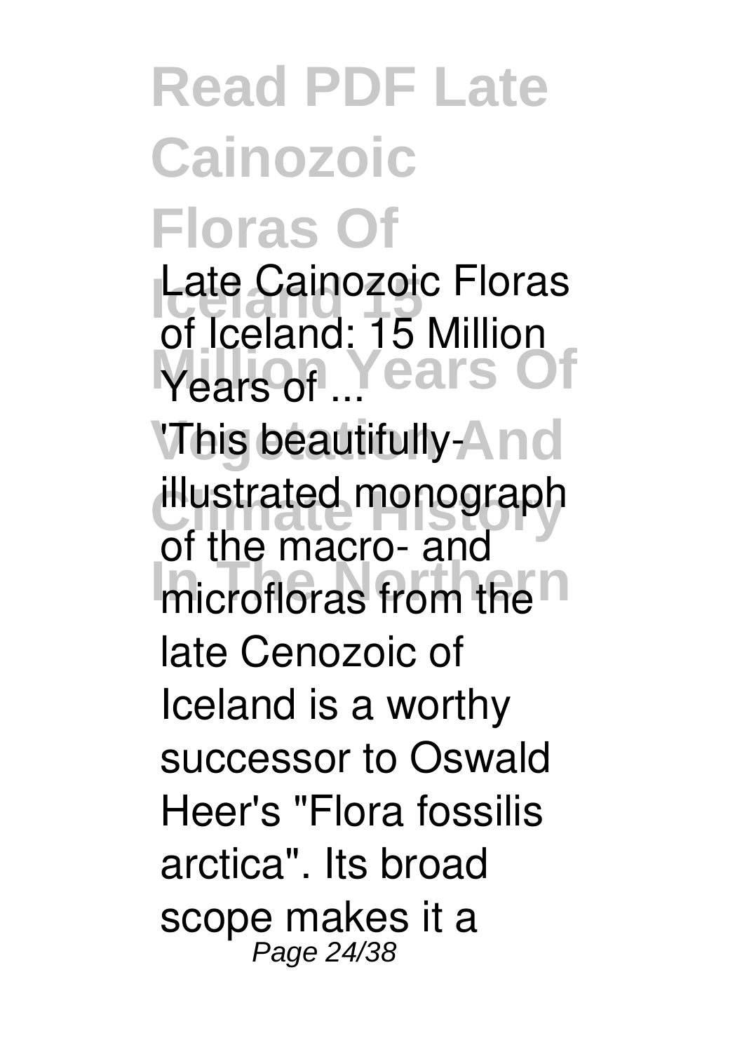**Late Cainozoic Floras of Iceland: 15 Million Years of ...**

'This beautifully-illustrated monograph of the macro- and microfloras from the late Cenozoic of Iceland is a worthy successor to Oswald Heer's "Flora fossilis arctica". Its broad scope makes it a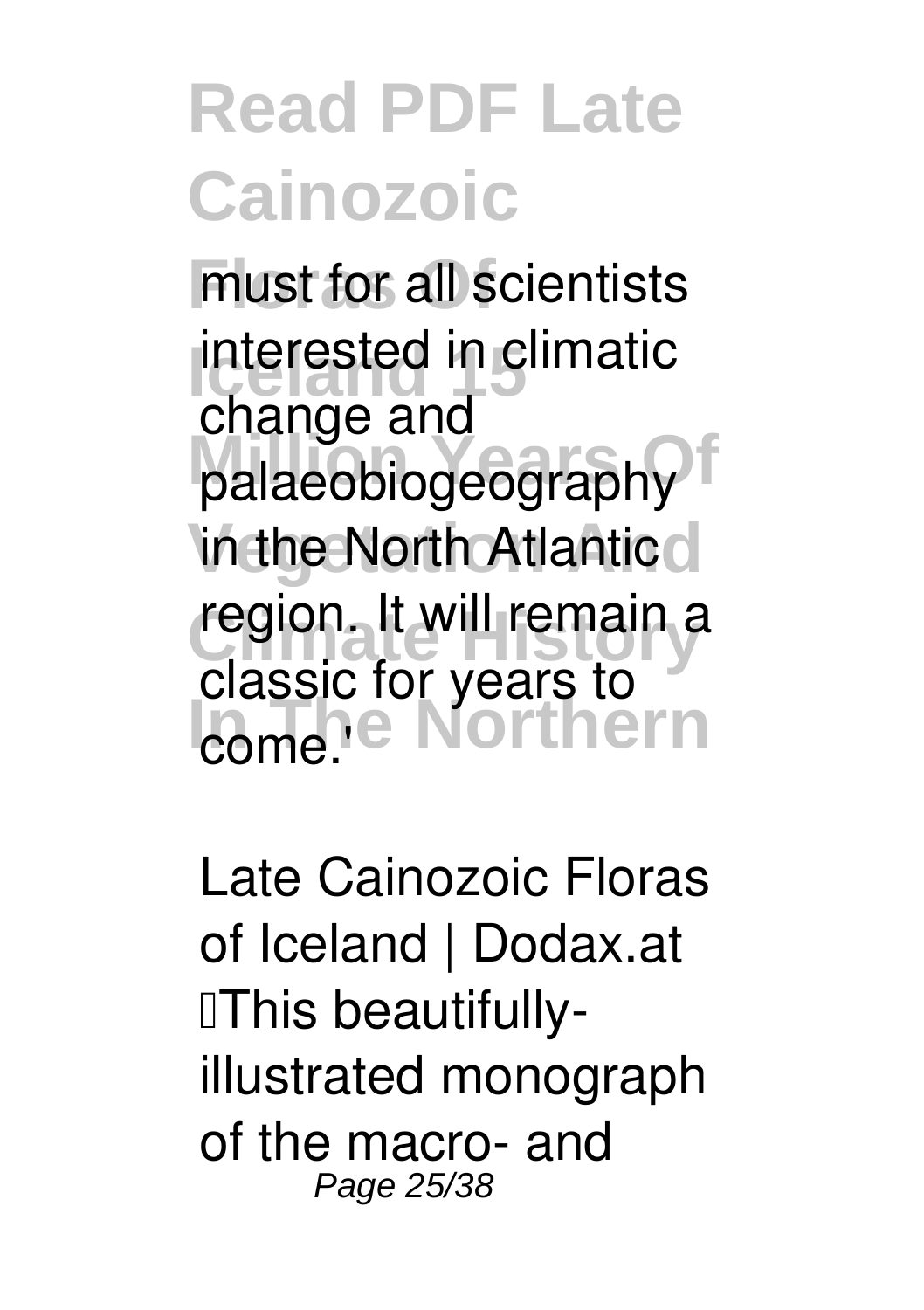must for all scientists interested in climatic change and palaeobiogeography in the North Atlantic region. It will remain a classic for years to come.'

Late Cainozoic Floras of Iceland | Dodax.at

This beautifully-illustrated monograph of the macro- and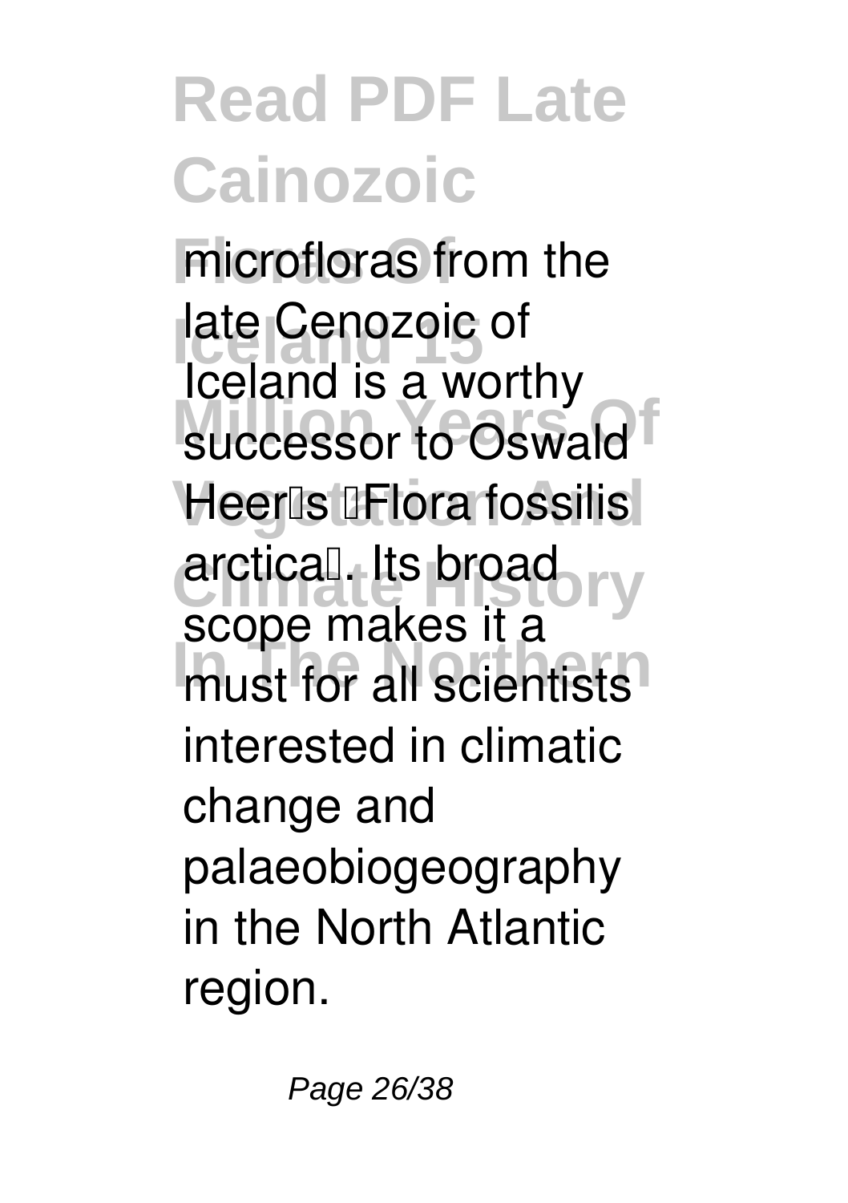microfloras from the late Cenozoic of Iceland is a worthy successor to Oswald Heer's 'Flora fossilis arctica'. Its broad scope makes it a must for all scientists interested in climatic change and palaeobiogeography in the North Atlantic region.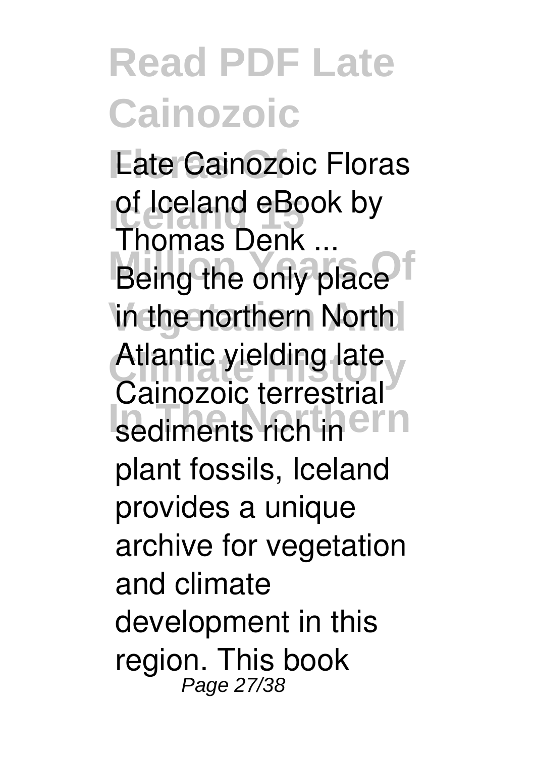**Late Cainozoic Floras of Iceland eBook by Thomas Denk ...**

Being the only place in the northern North Atlantic yielding late Cainozoic terrestrial sediments rich in plant fossils, Iceland provides a unique archive for vegetation and climate development in this region. This book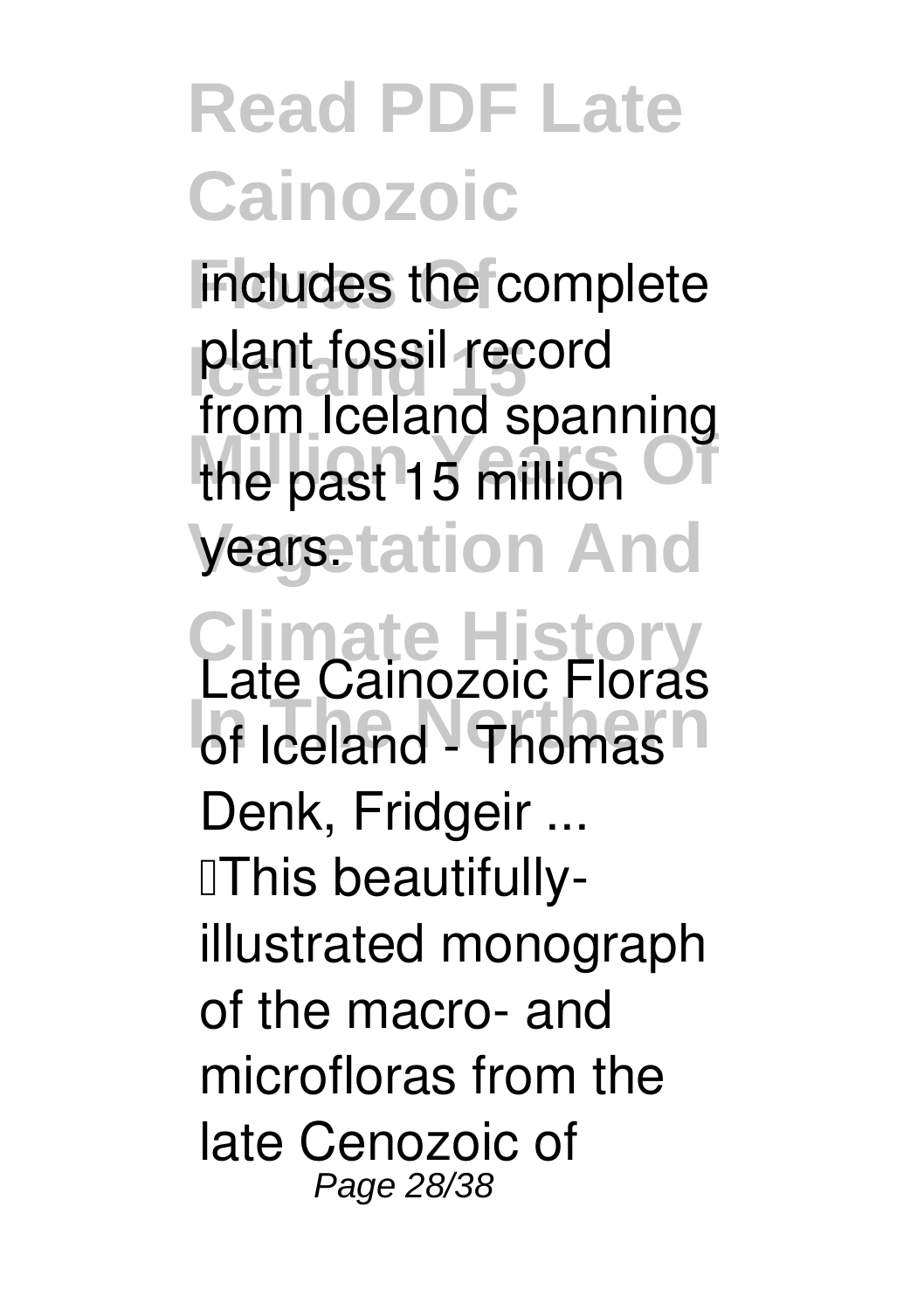includes the complete plant fossil record from Iceland spanning the past 15 million years.

**Late Cainozoic Floras of Iceland - Thomas Denk, Fridgeir ...**

This beautifully-illustrated monograph of the macro- and microfloras from the late Cenozoic of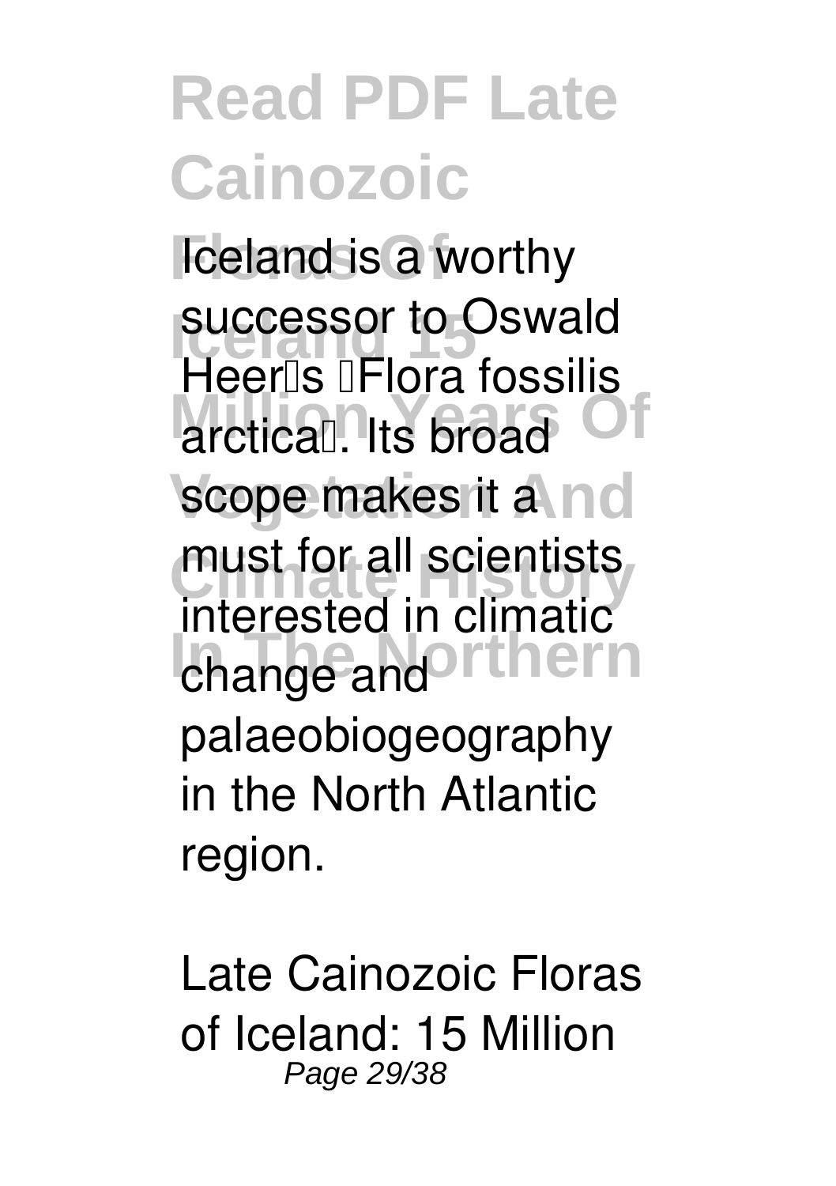Iceland is a worthy successor to Oswald Heer's 'Flora fossilis arctica'. Its broad scope makes it a must for all scientists interested in climatic change and palaeobiogeography in the North Atlantic region.

Late Cainozoic Floras of Iceland: 15 Million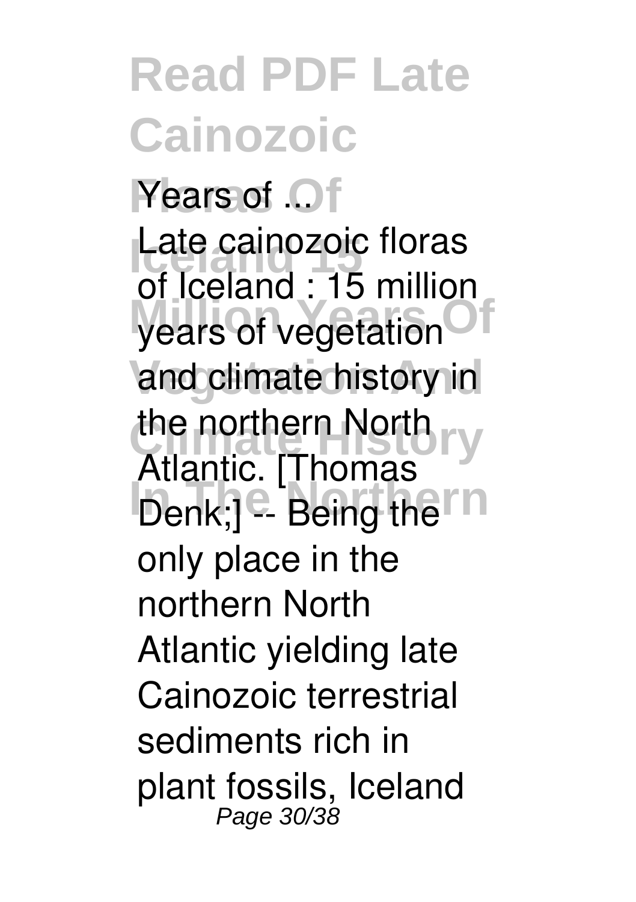**Years of ...**

Late cainozoic floras of Iceland : 15 million years of vegetation and climate history in the northern North Atlantic. [Thomas Denk;] -- Being the only place in the northern North Atlantic yielding late Cainozoic terrestrial sediments rich in plant fossils, Iceland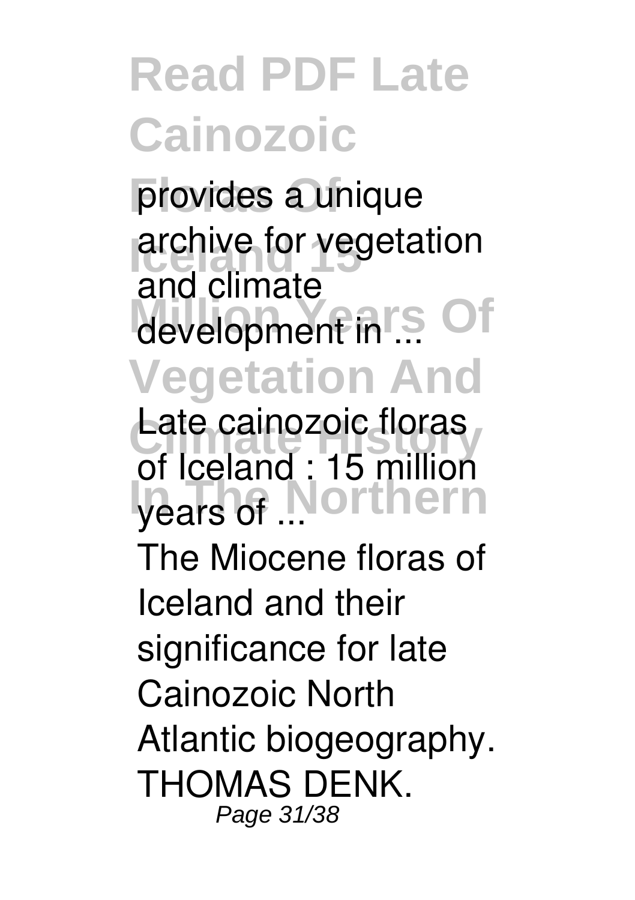provides a unique archive for vegetation and climate development in ...

**Late cainozoic floras of Iceland : 15 million years of ...**

The Miocene floras of Iceland and their significance for late Cainozoic North Atlantic biogeography. THOMAS DENK.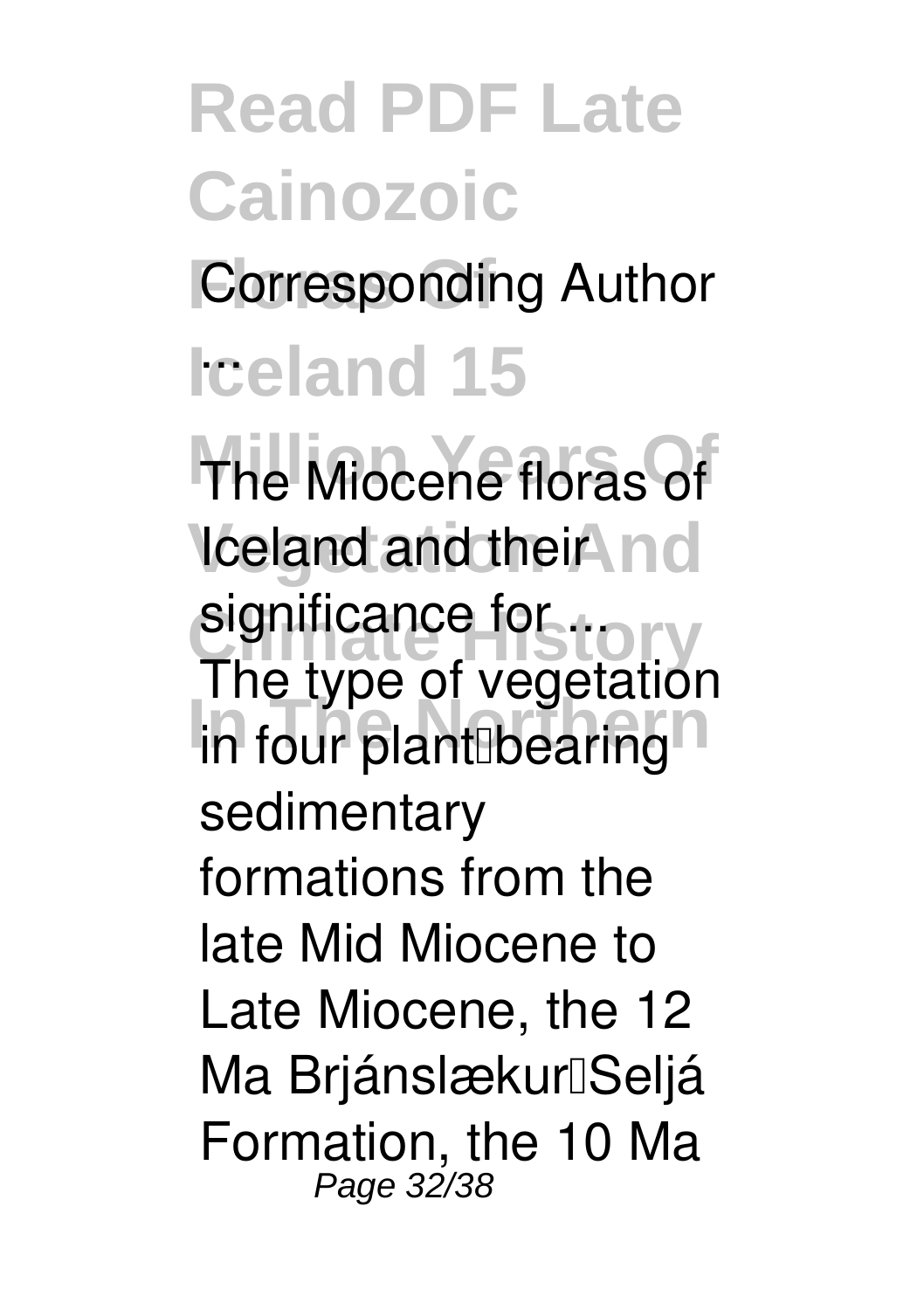**Corresponding Author ...**

**The Miocene floras of Iceland and their significance for ...**

The type of vegetation in four plant‐bearing sedimentary formations from the late Mid Miocene to Late Miocene, the 12 Ma Brjánslækur‐Seljá Formation, the 10 Ma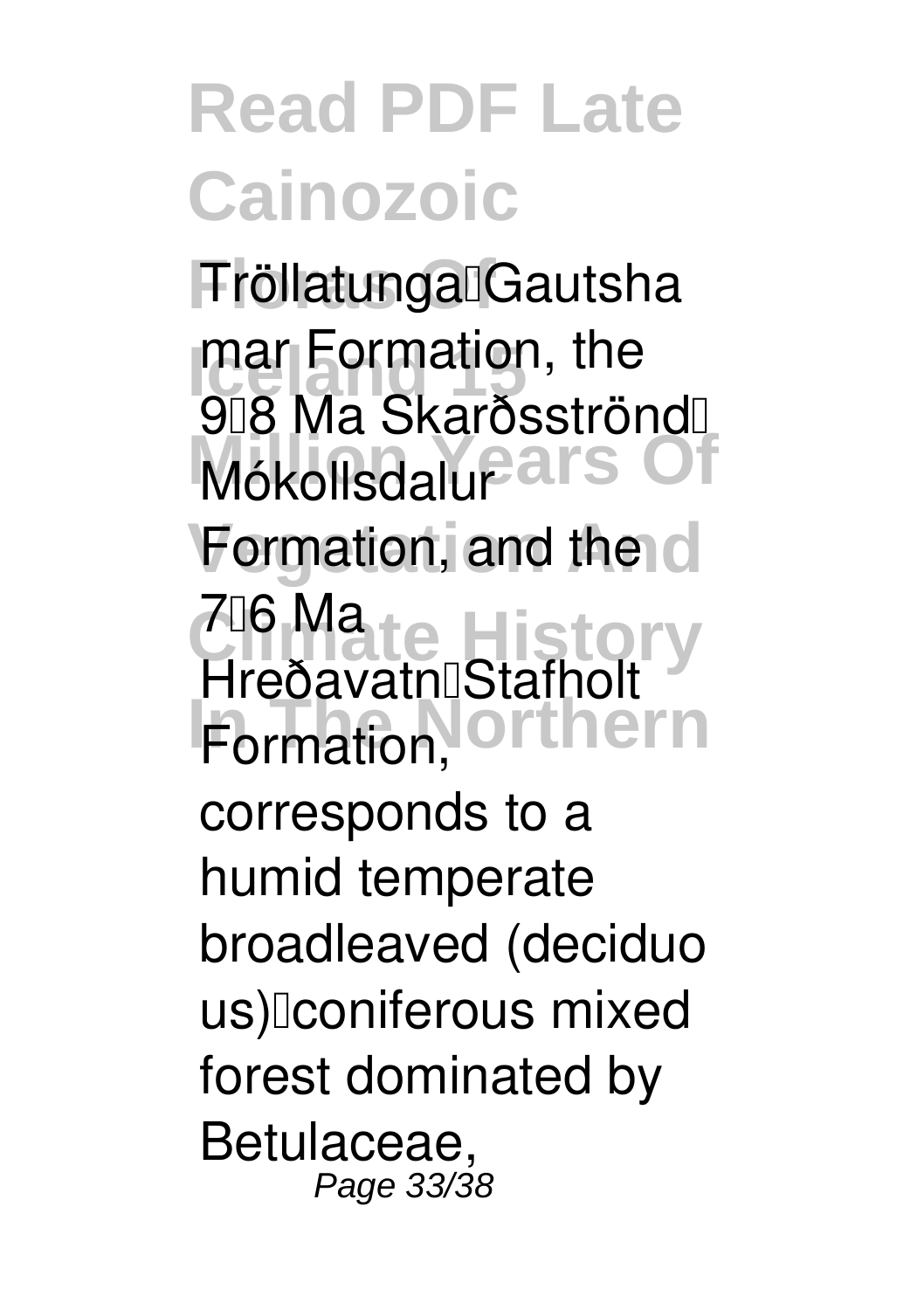Tröllatunga–Gautshamar Formation, the 9–8 Ma Skarðsströnd–Mókollsdalur Formation, and the 7–6 Ma Hreðavatn–Stafholt Formation, corresponds to a humid temperate broadleaved (deciduous)–coniferous mixed forest dominated by Betulaceae,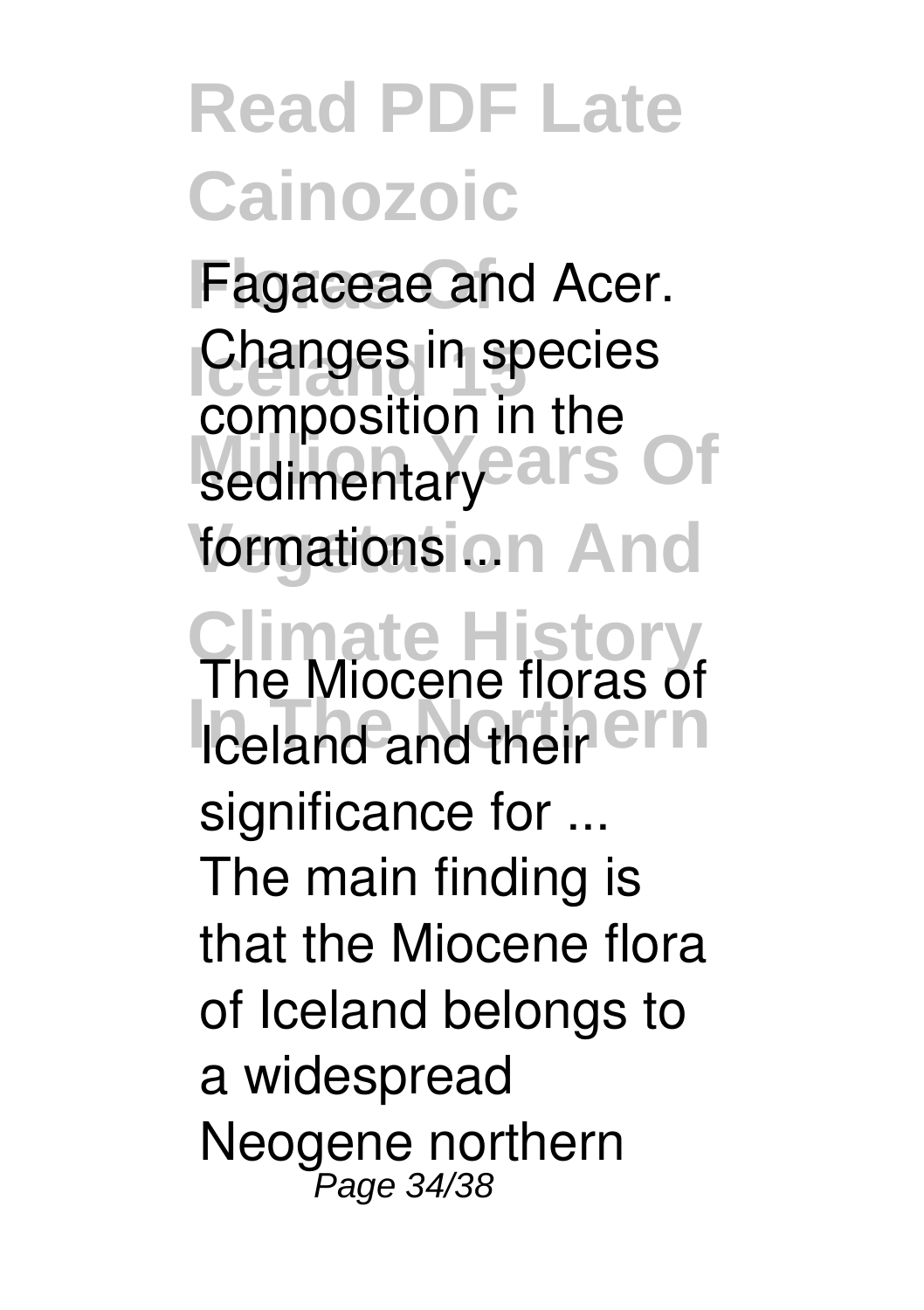Fagaceae and Acer. Changes in species composition in the sedimentary formations ...

**The Miocene floras of Iceland and their significance for ...**

The main finding is that the Miocene flora of Iceland belongs to a widespread Neogene northern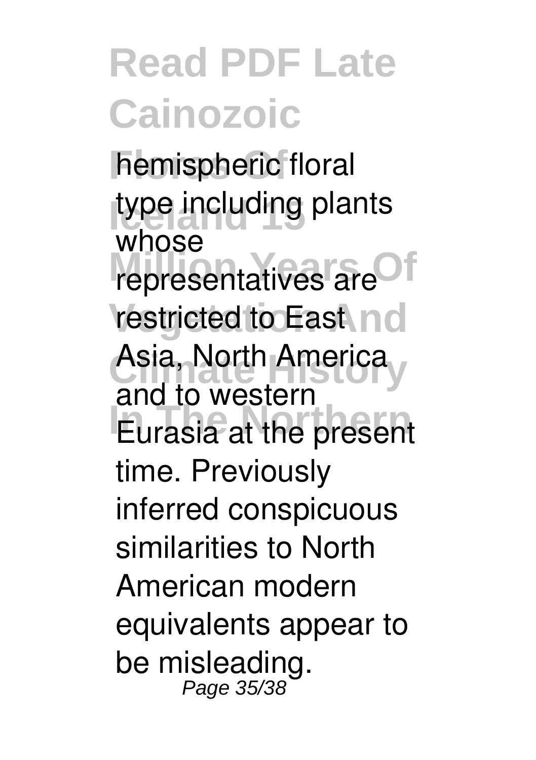hemispheric floral type including plants whose representatives are restricted to East Asia, North America and to western Eurasia at the present time. Previously inferred conspicuous similarities to North American modern equivalents appear to be misleading.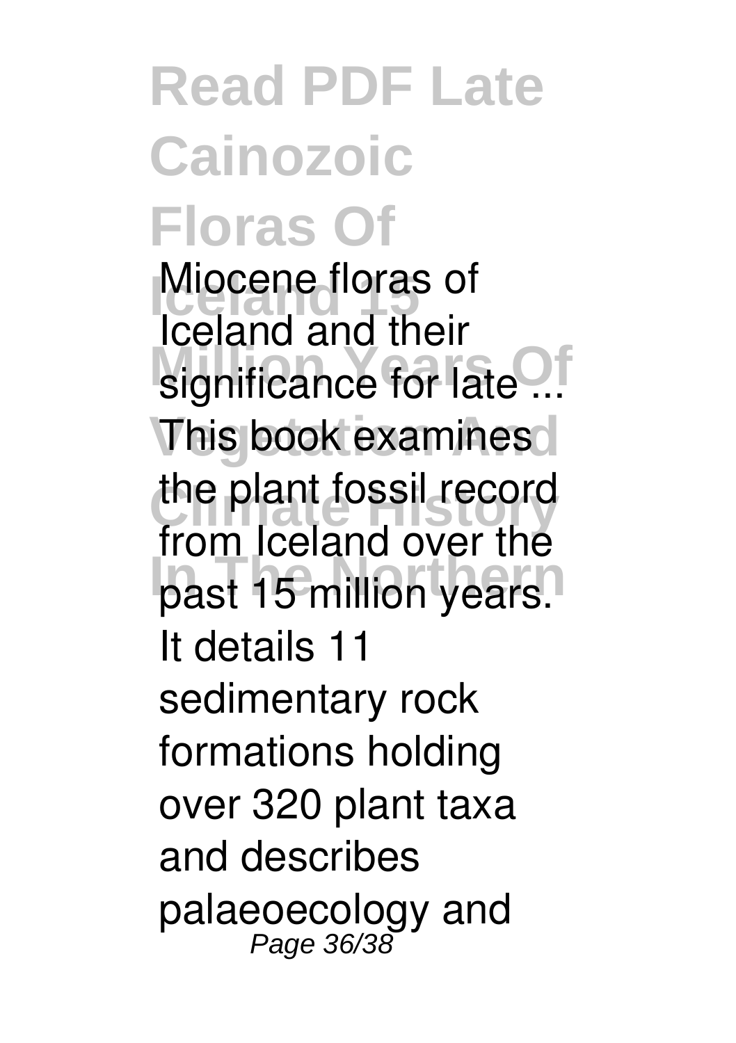**Miocene floras of Iceland and their significance for late ...**

This book examines the plant fossil record from Iceland over the past 15 million years. It details 11 sedimentary rock formations holding over 320 plant taxa and describes palaeoecology and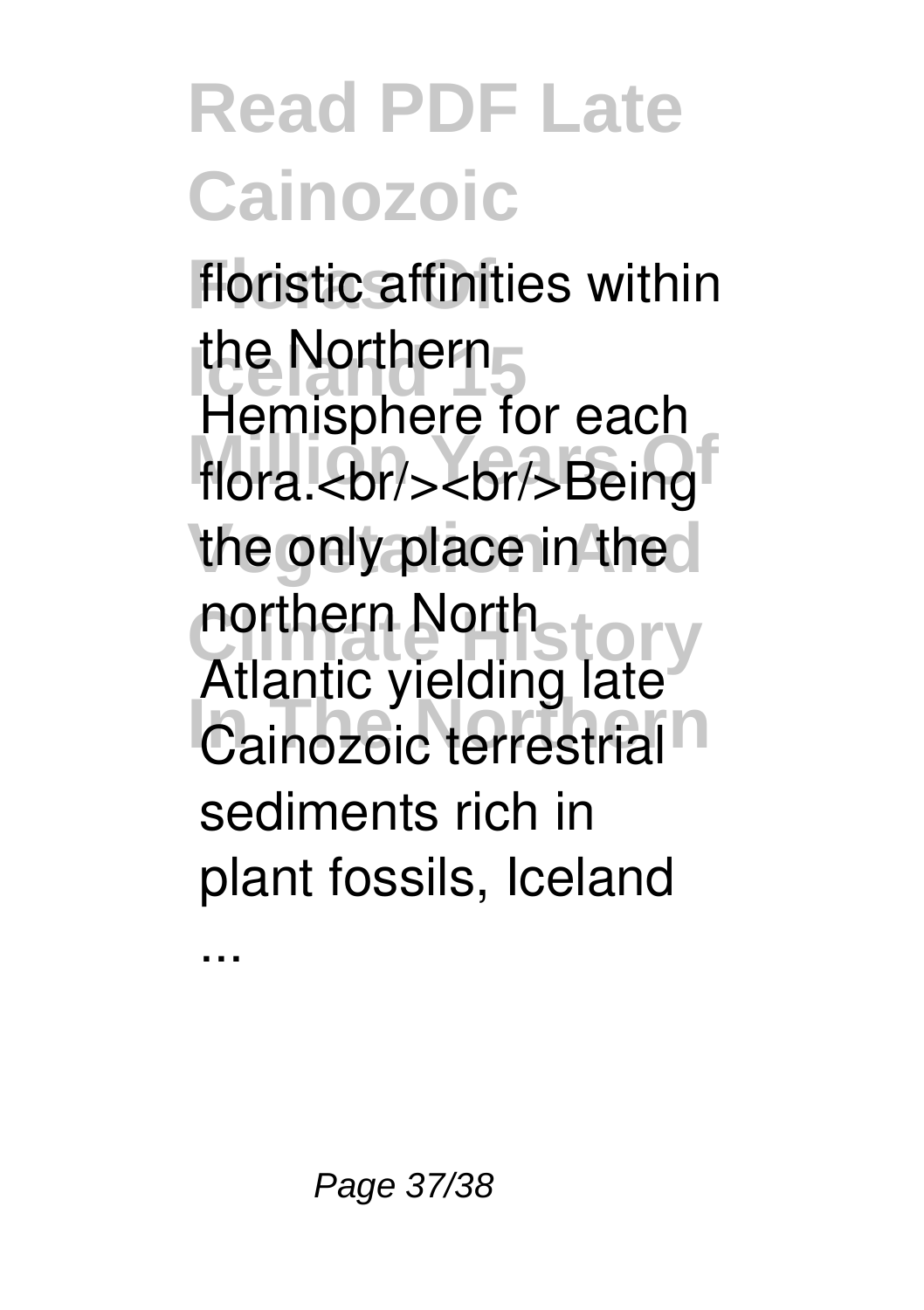floristic affinities within the Northern Hemisphere for each flora.<br/><br/>Being the only place in the northern North Atlantic yielding late Cainozoic terrestrial sediments rich in plant fossils, Iceland ...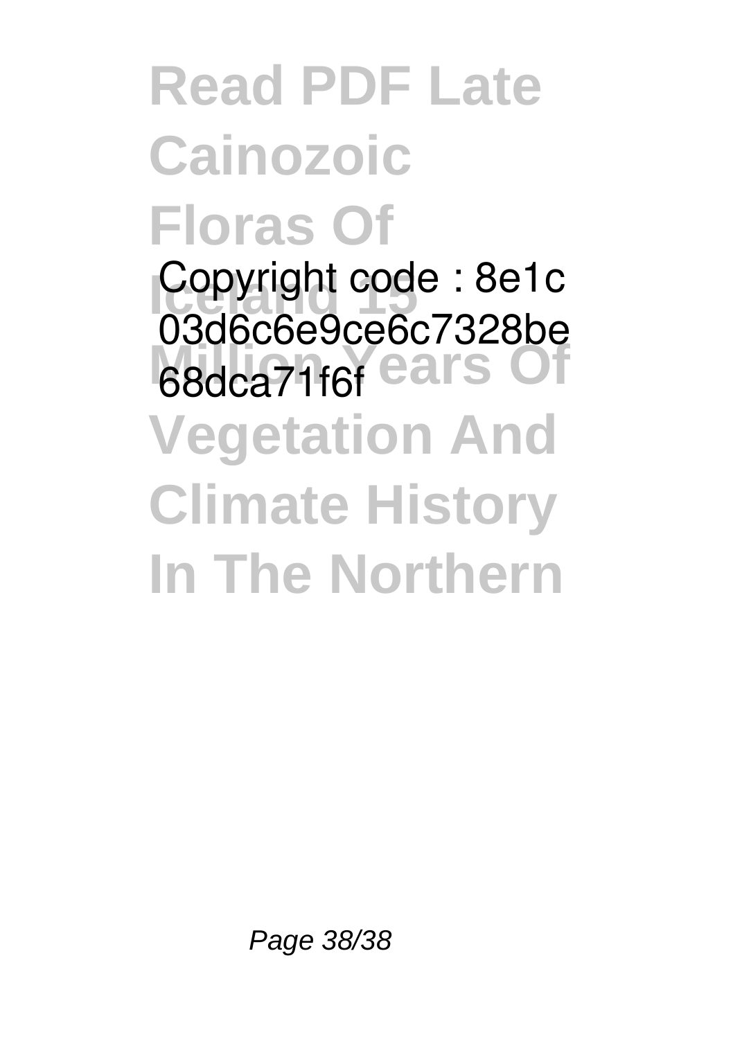Copyright code : 8e1c03d6c6e9ce6c7328be68dca71f6f